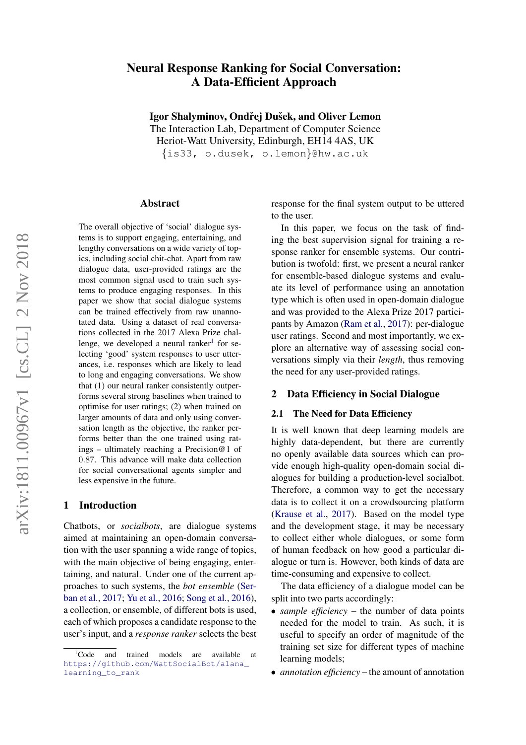# Neural Response Ranking for Social Conversation: A Data-Efficient Approach

**Igor Shalyminov, Ondřej Dušek, and Oliver Lemon**
The Interaction Lab, Department of Computer Science
Heriot-Watt University, Edinburgh, EH14 4AS, UK
{is33, o.dusek, o.lemon}@hw.ac.uk

## Abstract

The overall objective of 'social' dialogue systems is to support engaging, entertaining, and lengthy conversations on a wide variety of topics, including social chit-chat. Apart from raw dialogue data, user-provided ratings are the most common signal used to train such systems to produce engaging responses. In this paper we show that social dialogue systems can be trained effectively from raw unannotated data. Using a dataset of real conversations collected in the 2017 Alexa Prize challenge, we developed a neural ranker[1] for selecting 'good' system responses to user utterances, i.e. responses which are likely to lead to long and engaging conversations. We show that (1) our neural ranker consistently outperforms several strong baselines when trained to optimise for user ratings; (2) when trained on larger amounts of data and only using conversation length as the objective, the ranker performs better than the one trained using ratings – ultimately reaching a Precision@1 of 0.87. This advance will make data collection for social conversational agents simpler and less expensive in the future.

## 1 Introduction

Chatbots, or *socialbots*, are dialogue systems aimed at maintaining an open-domain conversation with the user spanning a wide range of topics, with the main objective of being engaging, entertaining, and natural. Under one of the current approaches to such systems, the *bot ensemble* (Serban et al., 2017; Yu et al., 2016; Song et al., 2016), a collection, or ensemble, of different bots is used, each of which proposes a candidate response to the user's input, and a *response ranker* selects the best response for the final system output to be uttered to the user.

In this paper, we focus on the task of finding the best supervision signal for training a response ranker for ensemble systems. Our contribution is twofold: first, we present a neural ranker for ensemble-based dialogue systems and evaluate its level of performance using an annotation type which is often used in open-domain dialogue and was provided to the Alexa Prize 2017 participants by Amazon (Ram et al., 2017): per-dialogue user ratings. Second and most importantly, we explore an alternative way of assessing social conversations simply via their *length*, thus removing the need for any user-provided ratings.

## 2 Data Efficiency in Social Dialogue

### 2.1 The Need for Data Efficiency

It is well known that deep learning models are highly data-dependent, but there are currently no openly available data sources which can provide enough high-quality open-domain social dialogues for building a production-level socialbot. Therefore, a common way to get the necessary data is to collect it on a crowdsourcing platform (Krause et al., 2017). Based on the model type and the development stage, it may be necessary to collect either whole dialogues, or some form of human feedback on how good a particular dialogue or turn is. However, both kinds of data are time-consuming and expensive to collect.

The data efficiency of a dialogue model can be split into two parts accordingly:

- *sample efficiency* – the number of data points needed for the model to train. As such, it is useful to specify an order of magnitude of the training set size for different types of machine learning models;
- *annotation efficiency* – the amount of annotation

[1] Code and trained models are available at https://github.com/WattSocialBot/alana_learning_to_rank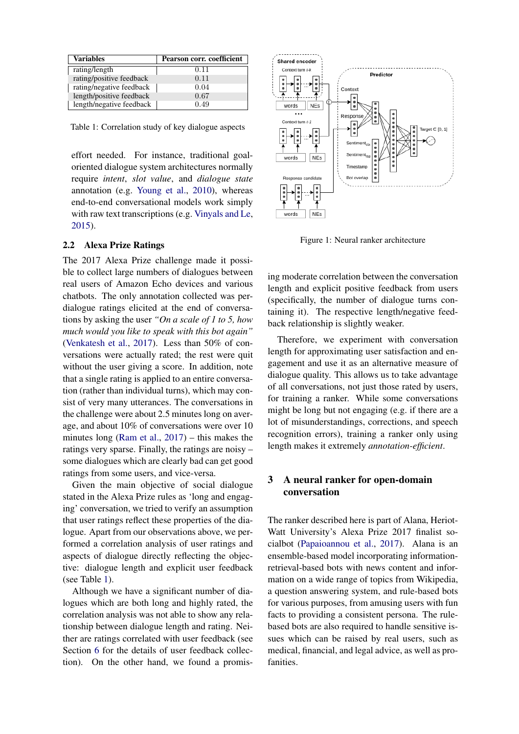| Variables | Pearson corr. coefficient |
|---|---|
| rating/length | 0.11 |
| rating/positive feedback | 0.11 |
| rating/negative feedback | 0.04 |
| length/positive feedback | 0.67 |
| length/negative feedback | 0.49 |

Table 1: Correlation study of key dialogue aspects

effort needed. For instance, traditional goal-oriented dialogue system architectures normally require *intent*, *slot value*, and *dialogue state* annotation (e.g. Young et al., 2010), whereas end-to-end conversational models work simply with raw text transcriptions (e.g. Vinyals and Le, 2015).

## 2.2 Alexa Prize Ratings

The 2017 Alexa Prize challenge made it possible to collect large numbers of dialogues between real users of Amazon Echo devices and various chatbots. The only annotation collected was per-dialogue ratings elicited at the end of conversations by asking the user *"On a scale of 1 to 5, how much would you like to speak with this bot again"* (Venkatesh et al., 2017). Less than 50% of conversations were actually rated; the rest were quit without the user giving a score. In addition, note that a single rating is applied to an entire conversation (rather than individual turns), which may consist of very many utterances. The conversations in the challenge were about 2.5 minutes long on average, and about 10% of conversations were over 10 minutes long (Ram et al., 2017) – this makes the ratings very sparse. Finally, the ratings are noisy – some dialogues which are clearly bad can get good ratings from some users, and vice-versa.

Given the main objective of social dialogue stated in the Alexa Prize rules as 'long and engaging' conversation, we tried to verify an assumption that user ratings reflect these properties of the dialogue. Apart from our observations above, we performed a correlation analysis of user ratings and aspects of dialogue directly reflecting the objective: dialogue length and explicit user feedback (see Table 1).

Although we have a significant number of dialogues which are both long and highly rated, the correlation analysis was not able to show any relationship between dialogue length and rating. Neither are ratings correlated with user feedback (see Section 6 for the details of user feedback collection). On the other hand, we found a promising moderate correlation between the conversation length and explicit positive feedback from users (specifically, the number of dialogue turns containing it). The respective length/negative feedback relationship is slightly weaker.

Therefore, we experiment with conversation length for approximating user satisfaction and engagement and use it as an alternative measure of dialogue quality. This allows us to take advantage of all conversations, not just those rated by users, for training a ranker. While some conversations might be long but not engaging (e.g. if there are a lot of misunderstandings, corrections, and speech recognition errors), training a ranker only using length makes it extremely *annotation-efficient*.

Figure 1: Neural ranker architecture

# 3 A neural ranker for open-domain conversation

The ranker described here is part of Alana, Heriot-Watt University's Alexa Prize 2017 finalist socialbot (Papaioannou et al., 2017). Alana is an ensemble-based model incorporating information-retrieval-based bots with news content and information on a wide range of topics from Wikipedia, a question answering system, and rule-based bots for various purposes, from amusing users with fun facts to providing a consistent persona. The rule-based bots are also required to handle sensitive issues which can be raised by real users, such as medical, financial, and legal advice, as well as profanities.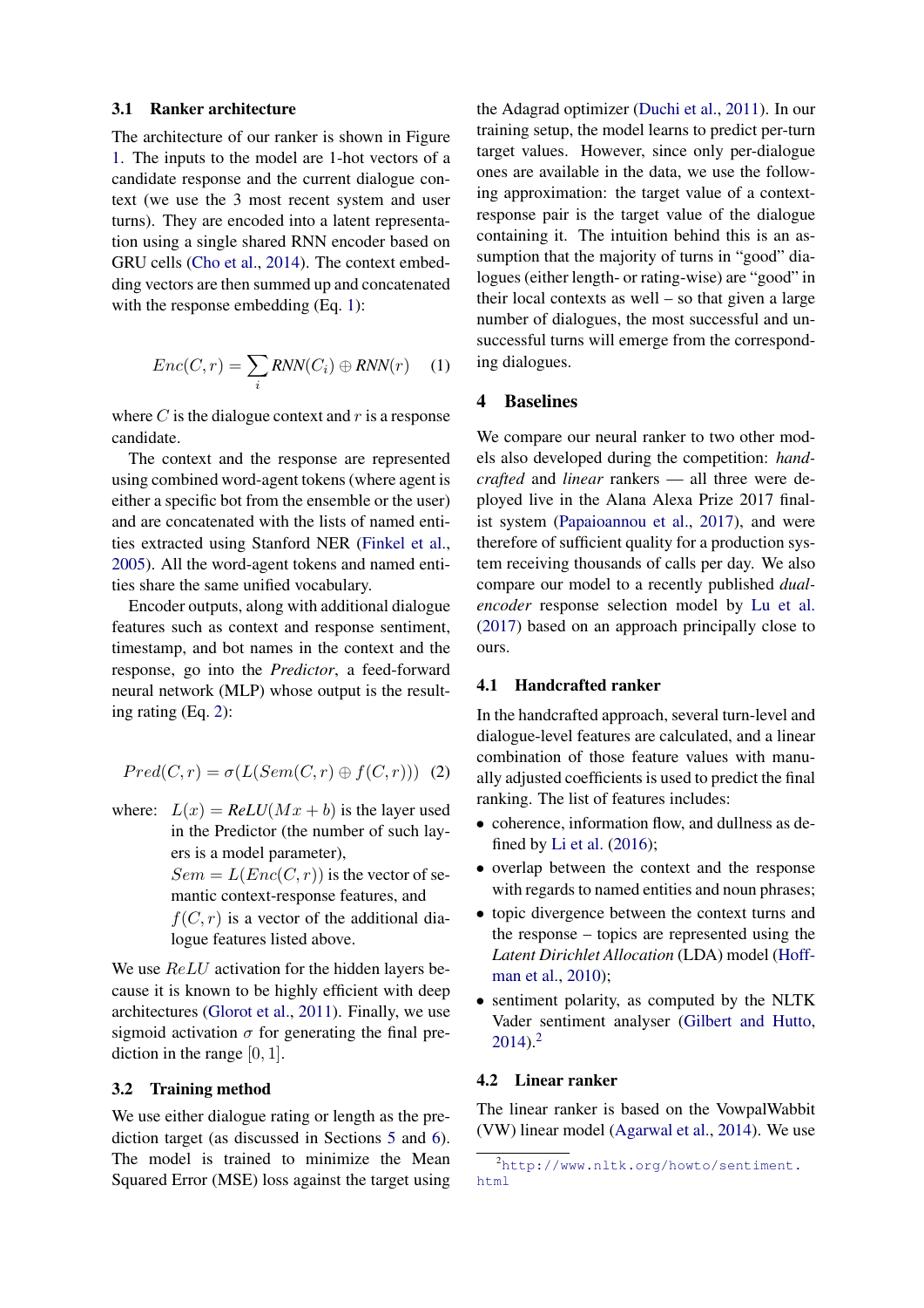### 3.1 Ranker architecture

The architecture of our ranker is shown in Figure 1. The inputs to the model are 1-hot vectors of a candidate response and the current dialogue context (we use the 3 most recent system and user turns). They are encoded into a latent representation using a single shared RNN encoder based on GRU cells (Cho et al., 2014). The context embedding vectors are then summed up and concatenated with the response embedding (Eq. 1):

$$Enc(C, r) = \sum_i RNN(C_i) \oplus RNN(r) \quad (1)$$

where $C$ is the dialogue context and $r$ is a response candidate.

The context and the response are represented using combined word-agent tokens (where agent is either a specific bot from the ensemble or the user) and are concatenated with the lists of named entities extracted using Stanford NER (Finkel et al., 2005). All the word-agent tokens and named entities share the same unified vocabulary.

Encoder outputs, along with additional dialogue features such as context and response sentiment, timestamp, and bot names in the context and the response, go into the *Predictor*, a feed-forward neural network (MLP) whose output is the resulting rating (Eq. 2):

$$Pred(C, r) = \sigma(L(Sem(C, r) \oplus f(C, r))) \quad (2)$$

where: $L(x) = ReLU(Mx + b)$ is the layer used in the Predictor (the number of such layers is a model parameter),
$Sem = L(Enc(C, r))$ is the vector of semantic context-response features, and
$f(C, r)$ is a vector of the additional dialogue features listed above.

We use $ReLU$ activation for the hidden layers because it is known to be highly efficient with deep architectures (Glorot et al., 2011). Finally, we use sigmoid activation $\sigma$ for generating the final prediction in the range $[0, 1]$.

### 3.2 Training method

We use either dialogue rating or length as the prediction target (as discussed in Sections 5 and 6). The model is trained to minimize the Mean Squared Error (MSE) loss against the target using the Adagrad optimizer (Duchi et al., 2011). In our training setup, the model learns to predict per-turn target values. However, since only per-dialogue ones are available in the data, we use the following approximation: the target value of a context-response pair is the target value of the dialogue containing it. The intuition behind this is an assumption that the majority of turns in "good" dialogues (either length- or rating-wise) are "good" in their local contexts as well – so that given a large number of dialogues, the most successful and unsuccessful turns will emerge from the corresponding dialogues.

## 4 Baselines

We compare our neural ranker to two other models also developed during the competition: *handcrafted* and *linear* rankers — all three were deployed live in the Alana Alexa Prize 2017 finalist system (Papaioannou et al., 2017), and were therefore of sufficient quality for a production system receiving thousands of calls per day. We also compare our model to a recently published *dual-encoder* response selection model by Lu et al. (2017) based on an approach principally close to ours.

### 4.1 Handcrafted ranker

In the handcrafted approach, several turn-level and dialogue-level features are calculated, and a linear combination of those feature values with manually adjusted coefficients is used to predict the final ranking. The list of features includes:

- coherence, information flow, and dullness as defined by Li et al. (2016);
- overlap between the context and the response with regards to named entities and noun phrases;
- topic divergence between the context turns and the response – topics are represented using the *Latent Dirichlet Allocation* (LDA) model (Hoffman et al., 2010);
- sentiment polarity, as computed by the NLTK Vader sentiment analyser (Gilbert and Hutto, 2014).[2]

### 4.2 Linear ranker

The linear ranker is based on the VowpalWabbit (VW) linear model (Agarwal et al., 2014). We use

[2] http://www.nltk.org/howto/sentiment.html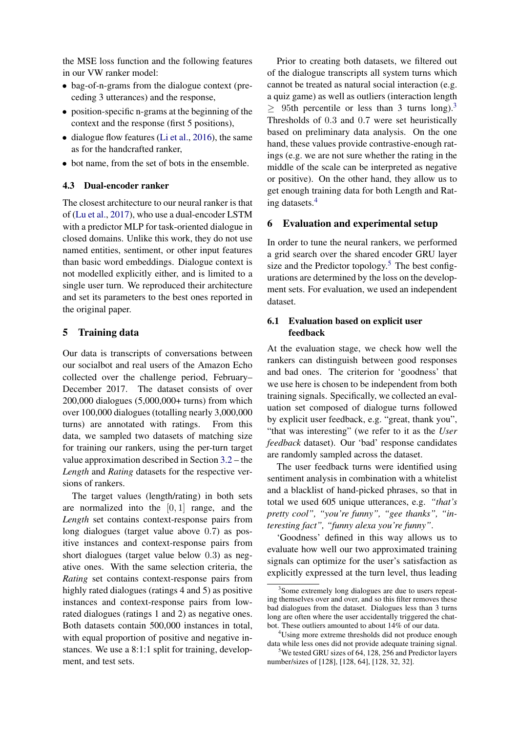the MSE loss function and the following features in our VW ranker model:

- bag-of-n-grams from the dialogue context (preceding 3 utterances) and the response,
- position-specific n-grams at the beginning of the context and the response (first 5 positions),
- dialogue flow features (Li et al., 2016), the same as for the handcrafted ranker,
- bot name, from the set of bots in the ensemble.

### 4.3 Dual-encoder ranker

The closest architecture to our neural ranker is that of (Lu et al., 2017), who use a dual-encoder LSTM with a predictor MLP for task-oriented dialogue in closed domains. Unlike this work, they do not use named entities, sentiment, or other input features than basic word embeddings. Dialogue context is not modelled explicitly either, and is limited to a single user turn. We reproduced their architecture and set its parameters to the best ones reported in the original paper.

## 5 Training data

Our data is transcripts of conversations between our socialbot and real users of the Amazon Echo collected over the challenge period, February–December 2017. The dataset consists of over 200,000 dialogues (5,000,000+ turns) from which over 100,000 dialogues (totalling nearly 3,000,000 turns) are annotated with ratings. From this data, we sampled two datasets of matching size for training our rankers, using the per-turn target value approximation described in Section 3.2 – the *Length* and *Rating* datasets for the respective versions of rankers.

The target values (length/rating) in both sets are normalized into the $[0, 1]$ range, and the *Length* set contains context-response pairs from long dialogues (target value above 0.7) as positive instances and context-response pairs from short dialogues (target value below 0.3) as negative ones. With the same selection criteria, the *Rating* set contains context-response pairs from highly rated dialogues (ratings 4 and 5) as positive instances and context-response pairs from low-rated dialogues (ratings 1 and 2) as negative ones. Both datasets contain 500,000 instances in total, with equal proportion of positive and negative instances. We use a 8:1:1 split for training, development, and test sets.

Prior to creating both datasets, we filtered out of the dialogue transcripts all system turns which cannot be treated as natural social interaction (e.g. a quiz game) as well as outliers (interaction length $\geq$ 95th percentile or less than 3 turns long).[3] Thresholds of 0.3 and 0.7 were set heuristically based on preliminary data analysis. On the one hand, these values provide contrastive-enough ratings (e.g. we are not sure whether the rating in the middle of the scale can be interpreted as negative or positive). On the other hand, they allow us to get enough training data for both Length and Rating datasets.[4]

## 6 Evaluation and experimental setup

In order to tune the neural rankers, we performed a grid search over the shared encoder GRU layer size and the Predictor topology.[5] The best configurations are determined by the loss on the development sets. For evaluation, we used an independent dataset.

### 6.1 Evaluation based on explicit user feedback

At the evaluation stage, we check how well the rankers can distinguish between good responses and bad ones. The criterion for 'goodness' that we use here is chosen to be independent from both training signals. Specifically, we collected an evaluation set composed of dialogue turns followed by explicit user feedback, e.g. "great, thank you", "that was interesting" (we refer to it as the *User feedback* dataset). Our 'bad' response candidates are randomly sampled across the dataset.

The user feedback turns were identified using sentiment analysis in combination with a whitelist and a blacklist of hand-picked phrases, so that in total we used 605 unique utterances, e.g. *"that's pretty cool", "you're funny", "gee thanks", "interesting fact", "funny alexa you're funny"*.

'Goodness' defined in this way allows us to evaluate how well our two approximated training signals can optimize for the user's satisfaction as explicitly expressed at the turn level, thus leading

[3] Some extremely long dialogues are due to users repeating themselves over and over, and so this filter removes these bad dialogues from the dataset. Dialogues less than 3 turns long are often where the user accidentally triggered the chatbot. These outliers amounted to about 14% of our data.

[4] Using more extreme thresholds did not produce enough data while less ones did not provide adequate training signal.

[5] We tested GRU sizes of 64, 128, 256 and Predictor layers number/sizes of [128], [128, 64], [128, 32, 32].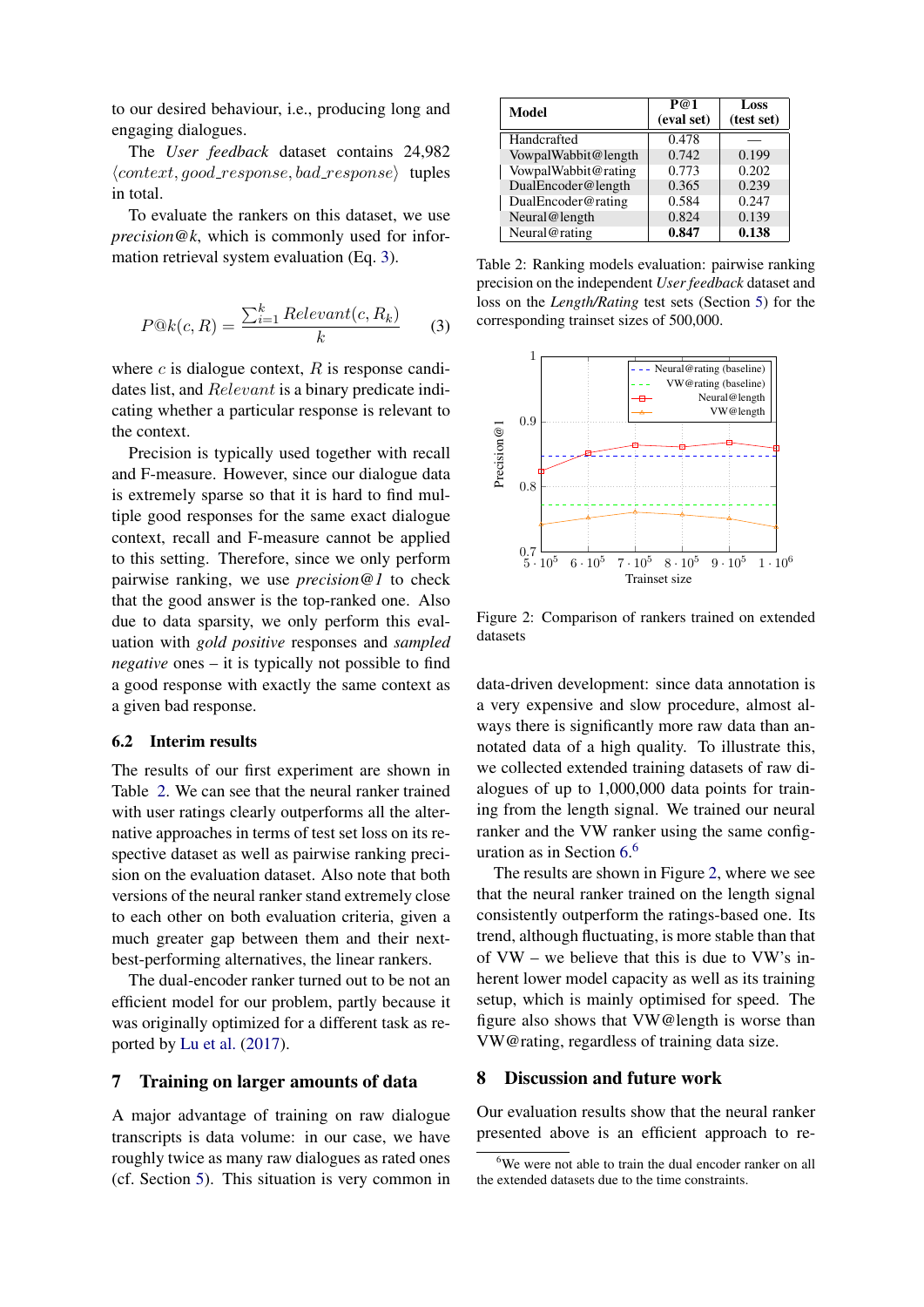to our desired behaviour, i.e., producing long and engaging dialogues.

The *User feedback* dataset contains 24,982 $\langle context, good\_response, bad\_response \rangle$ tuples in total.

To evaluate the rankers on this dataset, we use *precision@k*, which is commonly used for information retrieval system evaluation (Eq. 3).

$$P@k(c, R) = \frac{\sum_{i=1}^{k} Relevant(c, R_k)}{k} \quad (3)$$

where $c$ is dialogue context, $R$ is response candidates list, and $Relevant$ is a binary predicate indicating whether a particular response is relevant to the context.

Precision is typically used together with recall and F-measure. However, since our dialogue data is extremely sparse so that it is hard to find multiple good responses for the same exact dialogue context, recall and F-measure cannot be applied to this setting. Therefore, since we only perform pairwise ranking, we use *precision@1* to check that the good answer is the top-ranked one. Also due to data sparsity, we only perform this evaluation with *gold positive* responses and *sampled negative* ones – it is typically not possible to find a good response with exactly the same context as a given bad response.

## 6.2 Interim results

The results of our first experiment are shown in Table 2. We can see that the neural ranker trained with user ratings clearly outperforms all the alternative approaches in terms of test set loss on its respective dataset as well as pairwise ranking precision on the evaluation dataset. Also note that both versions of the neural ranker stand extremely close to each other on both evaluation criteria, given a much greater gap between them and their next-best-performing alternatives, the linear rankers.

The dual-encoder ranker turned out to be not an efficient model for our problem, partly because it was originally optimized for a different task as reported by Lu et al. (2017).

| Model | P@1 (eval set) | Loss (test set) |
|---|---|---|
| Handcrafted | 0.478 | — |
| VowpalWabbit@length | 0.742 | 0.199 |
| VowpalWabbit@rating | 0.773 | 0.202 |
| DualEncoder@length | 0.365 | 0.239 |
| DualEncoder@rating | 0.584 | 0.247 |
| Neural@length | 0.824 | 0.139 |
| Neural@rating | **0.847** | **0.138** |

Table 2: Ranking models evaluation: pairwise ranking precision on the independent *User feedback* dataset and loss on the *Length/Rating* test sets (Section 5) for the corresponding trainset sizes of 500,000.

Figure 2: Comparison of rankers trained on extended datasets

## 7 Training on larger amounts of data

A major advantage of training on raw dialogue transcripts is data volume: in our case, we have roughly twice as many raw dialogues as rated ones (cf. Section 5). This situation is very common in data-driven development: since data annotation is a very expensive and slow procedure, almost always there is significantly more raw data than annotated data of a high quality. To illustrate this, we collected extended training datasets of raw dialogues of up to 1,000,000 data points for training from the length signal. We trained our neural ranker and the VW ranker using the same configuration as in Section 6.[6]

The results are shown in Figure 2, where we see that the neural ranker trained on the length signal consistently outperform the ratings-based one. Its trend, although fluctuating, is more stable than that of VW – we believe that this is due to VW's inherent lower model capacity as well as its training setup, which is mainly optimised for speed. The figure also shows that VW@length is worse than VW@rating, regardless of training data size.

## 8 Discussion and future work

Our evaluation results show that the neural ranker presented above is an efficient approach to re-

[6] We were not able to train the dual encoder ranker on all the extended datasets due to the time constraints.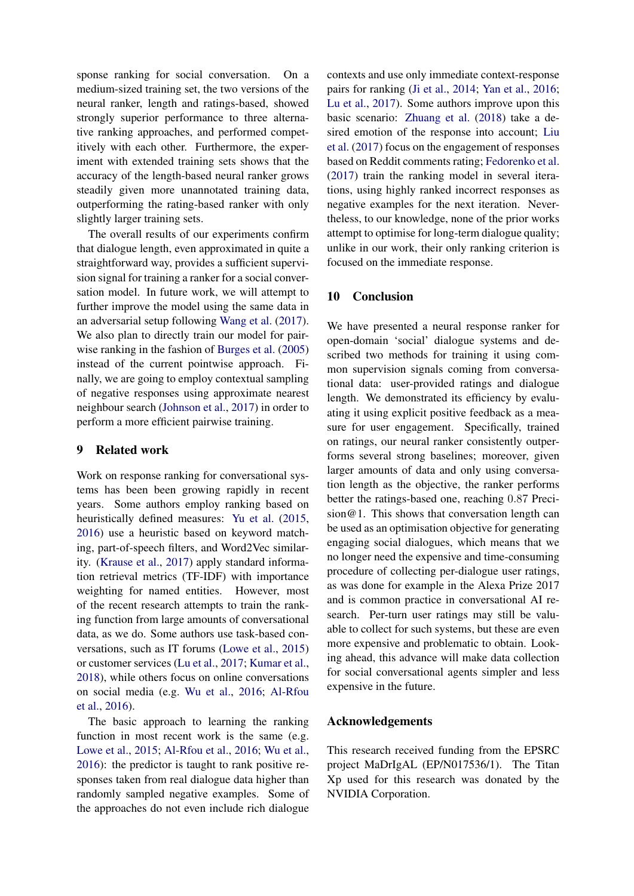sponse ranking for social conversation. On a medium-sized training set, the two versions of the neural ranker, length and ratings-based, showed strongly superior performance to three alternative ranking approaches, and performed competitively with each other. Furthermore, the experiment with extended training sets shows that the accuracy of the length-based neural ranker grows steadily given more unannotated training data, outperforming the rating-based ranker with only slightly larger training sets.

The overall results of our experiments confirm that dialogue length, even approximated in quite a straightforward way, provides a sufficient supervision signal for training a ranker for a social conversation model. In future work, we will attempt to further improve the model using the same data in an adversarial setup following Wang et al. (2017). We also plan to directly train our model for pairwise ranking in the fashion of Burges et al. (2005) instead of the current pointwise approach. Finally, we are going to employ contextual sampling of negative responses using approximate nearest neighbour search (Johnson et al., 2017) in order to perform a more efficient pairwise training.

## 9 Related work

Work on response ranking for conversational systems has been growing rapidly in recent years. Some authors employ ranking based on heuristically defined measures: Yu et al. (2015, 2016) use a heuristic based on keyword matching, part-of-speech filters, and Word2Vec similarity. (Krause et al., 2017) apply standard information retrieval metrics (TF-IDF) with importance weighting for named entities. However, most of the recent research attempts to train the ranking function from large amounts of conversational data, as we do. Some authors use task-based conversations, such as IT forums (Lowe et al., 2015) or customer services (Lu et al., 2017; Kumar et al., 2018), while others focus on online conversations on social media (e.g. Wu et al., 2016; Al-Rfou et al., 2016).

The basic approach to learning the ranking function in most recent work is the same (e.g. Lowe et al., 2015; Al-Rfou et al., 2016; Wu et al., 2016): the predictor is taught to rank positive responses taken from real dialogue data higher than randomly sampled negative examples. Some of the approaches do not even include rich dialogue contexts and use only immediate context-response pairs for ranking (Ji et al., 2014; Yan et al., 2016; Lu et al., 2017). Some authors improve upon this basic scenario: Zhuang et al. (2018) take a desired emotion of the response into account; Liu et al. (2017) focus on the engagement of responses based on Reddit comments rating; Fedorenko et al. (2017) train the ranking model in several iterations, using highly ranked incorrect responses as negative examples for the next iteration. Nevertheless, to our knowledge, none of the prior works attempt to optimise for long-term dialogue quality; unlike in our work, their only ranking criterion is focused on the immediate response.

## 10 Conclusion

We have presented a neural response ranker for open-domain 'social' dialogue systems and described two methods for training it using common supervision signals coming from conversational data: user-provided ratings and dialogue length. We demonstrated its efficiency by evaluating it using explicit positive feedback as a measure for user engagement. Specifically, trained on ratings, our neural ranker consistently outperforms several strong baselines; moreover, given larger amounts of data and only using conversation length as the objective, the ranker performs better the ratings-based one, reaching 0.87 Precision@1. This shows that conversation length can be used as an optimisation objective for generating engaging social dialogues, which means that we no longer need the expensive and time-consuming procedure of collecting per-dialogue user ratings, as was done for example in the Alexa Prize 2017 and is common practice in conversational AI research. Per-turn user ratings may still be valuable to collect for such systems, but these are even more expensive and problematic to obtain. Looking ahead, this advance will make data collection for social conversational agents simpler and less expensive in the future.

## Acknowledgements

This research received funding from the EPSRC project MaDrIgAL (EP/N017536/1). The Titan Xp used for this research was donated by the NVIDIA Corporation.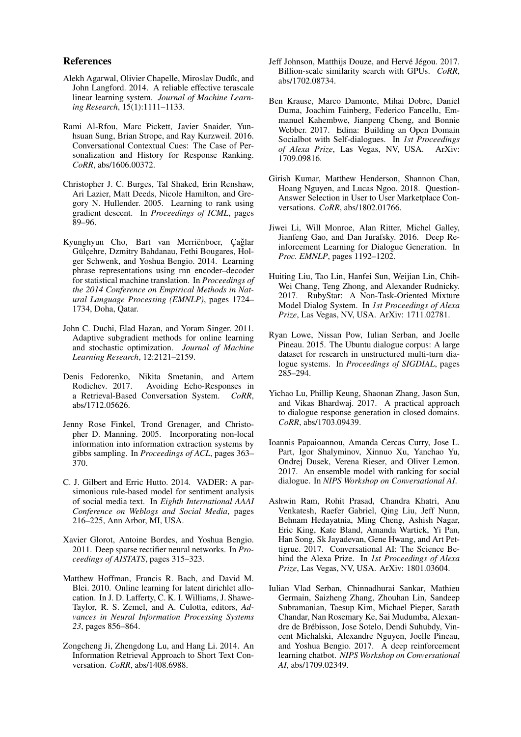## References

Alekh Agarwal, Olivier Chapelle, Miroslav Dudík, and John Langford. 2014. A reliable effective terascale linear learning system. *Journal of Machine Learning Research*, 15(1):1111–1133.

Rami Al-Rfou, Marc Pickett, Javier Snaider, Yunhsuan Sung, Brian Strope, and Ray Kurzweil. 2016. Conversational Contextual Cues: The Case of Personalization and History for Response Ranking. *CoRR*, abs/1606.00372.

Christopher J. C. Burges, Tal Shaked, Erin Renshaw, Ari Lazier, Matt Deeds, Nicole Hamilton, and Gregory N. Hullender. 2005. Learning to rank using gradient descent. In *Proceedings of ICML*, pages 89–96.

Kyunghyun Cho, Bart van Merriënboer, Çağlar Gülçehre, Dzmitry Bahdanau, Fethi Bougares, Holger Schwenk, and Yoshua Bengio. 2014. Learning phrase representations using rnn encoder–decoder for statistical machine translation. In *Proceedings of the 2014 Conference on Empirical Methods in Natural Language Processing (EMNLP)*, pages 1724–1734, Doha, Qatar.

John C. Duchi, Elad Hazan, and Yoram Singer. 2011. Adaptive subgradient methods for online learning and stochastic optimization. *Journal of Machine Learning Research*, 12:2121–2159.

Denis Fedorenko, Nikita Smetanin, and Artem Rodichev. 2017. Avoiding Echo-Responses in a Retrieval-Based Conversation System. *CoRR*, abs/1712.05626.

Jenny Rose Finkel, Trond Grenager, and Christopher D. Manning. 2005. Incorporating non-local information into information extraction systems by gibbs sampling. In *Proceedings of ACL*, pages 363–370.

C. J. Gilbert and Erric Hutto. 2014. VADER: A parsimonious rule-based model for sentiment analysis of social media text. In *Eighth International AAAI Conference on Weblogs and Social Media*, pages 216–225, Ann Arbor, MI, USA.

Xavier Glorot, Antoine Bordes, and Yoshua Bengio. 2011. Deep sparse rectifier neural networks. In *Proceedings of AISTATS*, pages 315–323.

Matthew Hoffman, Francis R. Bach, and David M. Blei. 2010. Online learning for latent dirichlet allocation. In J. D. Lafferty, C. K. I. Williams, J. Shawe-Taylor, R. S. Zemel, and A. Culotta, editors, *Advances in Neural Information Processing Systems 23*, pages 856–864.

Zongcheng Ji, Zhengdong Lu, and Hang Li. 2014. An Information Retrieval Approach to Short Text Conversation. *CoRR*, abs/1408.6988.

Jeff Johnson, Matthijs Douze, and Hervé Jégou. 2017. Billion-scale similarity search with GPUs. *CoRR*, abs/1702.08734.

Ben Krause, Marco Damonte, Mihai Dobre, Daniel Duma, Joachim Fainberg, Federico Fancellu, Emmanuel Kahembwe, Jianpeng Cheng, and Bonnie Webber. 2017. Edina: Building an Open Domain Socialbot with Self-dialogues. In *1st Proceedings of Alexa Prize*, Las Vegas, NV, USA. ArXiv: 1709.09816.

Girish Kumar, Matthew Henderson, Shannon Chan, Hoang Nguyen, and Lucas Ngoo. 2018. Question-Answer Selection in User to User Marketplace Conversations. *CoRR*, abs/1802.01766.

Jiwei Li, Will Monroe, Alan Ritter, Michel Galley, Jianfeng Gao, and Dan Jurafsky. 2016. Deep Reinforcement Learning for Dialogue Generation. In *Proc. EMNLP*, pages 1192–1202.

Huiting Liu, Tao Lin, Hanfei Sun, Weijian Lin, Chih-Wei Chang, Teng Zhong, and Alexander Rudnicky. 2017. RubyStar: A Non-Task-Oriented Mixture Model Dialog System. In *1st Proceedings of Alexa Prize*, Las Vegas, NV, USA. ArXiv: 1711.02781.

Ryan Lowe, Nissan Pow, Iulian Serban, and Joelle Pineau. 2015. The Ubuntu dialogue corpus: A large dataset for research in unstructured multi-turn dialogue systems. In *Proceedings of SIGDIAL*, pages 285–294.

Yichao Lu, Phillip Keung, Shaonan Zhang, Jason Sun, and Vikas Bhardwaj. 2017. A practical approach to dialogue response generation in closed domains. *CoRR*, abs/1703.09439.

Ioannis Papaioannou, Amanda Cercas Curry, Jose L. Part, Igor Shalyminov, Xinnuo Xu, Yanchao Yu, Ondrej Dusek, Verena Rieser, and Oliver Lemon. 2017. An ensemble model with ranking for social dialogue. In *NIPS Workshop on Conversational AI*.

Ashwin Ram, Rohit Prasad, Chandra Khatri, Anu Venkatesh, Raefer Gabriel, Qing Liu, Jeff Nunn, Behnam Hedayatnia, Ming Cheng, Ashish Nagar, Eric King, Kate Bland, Amanda Wartick, Yi Pan, Han Song, Sk Jayadevan, Gene Hwang, and Art Pettigrue. 2017. Conversational AI: The Science Behind the Alexa Prize. In *1st Proceedings of Alexa Prize*, Las Vegas, NV, USA. ArXiv: 1801.03604.

Iulian Vlad Serban, Chinnadhurai Sankar, Mathieu Germain, Saizheng Zhang, Zhouhan Lin, Sandeep Subramanian, Taesup Kim, Michael Pieper, Sarath Chandar, Nan Rosemary Ke, Sai Mudumba, Alexandre de Brébisson, Jose Sotelo, Dendi Suhubdy, Vincent Michalski, Alexandre Nguyen, Joelle Pineau, and Yoshua Bengio. 2017. A deep reinforcement learning chatbot. *NIPS Workshop on Conversational AI*, abs/1709.02349.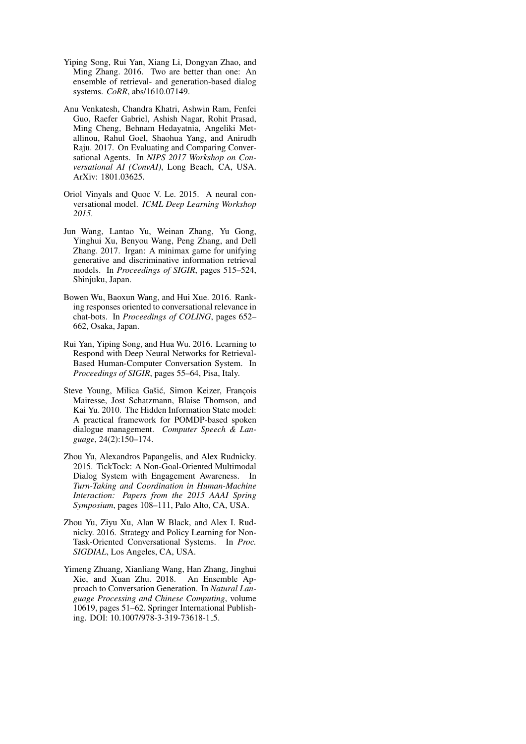Yiping Song, Rui Yan, Xiang Li, Dongyan Zhao, and Ming Zhang. 2016. Two are better than one: An ensemble of retrieval- and generation-based dialog systems. *CoRR*, abs/1610.07149.

Anu Venkatesh, Chandra Khatri, Ashwin Ram, Fenfei Guo, Raefer Gabriel, Ashish Nagar, Rohit Prasad, Ming Cheng, Behnam Hedayatnia, Angeliki Metallinou, Rahul Goel, Shaohua Yang, and Anirudh Raju. 2017. On Evaluating and Comparing Conversational Agents. In *NIPS 2017 Workshop on Conversational AI (ConvAI)*, Long Beach, CA, USA. ArXiv: 1801.03625.

Oriol Vinyals and Quoc V. Le. 2015. A neural conversational model. *ICML Deep Learning Workshop 2015*.

Jun Wang, Lantao Yu, Weinan Zhang, Yu Gong, Yinghui Xu, Benyou Wang, Peng Zhang, and Dell Zhang. 2017. Irgan: A minimax game for unifying generative and discriminative information retrieval models. In *Proceedings of SIGIR*, pages 515–524, Shinjuku, Japan.

Bowen Wu, Baoxun Wang, and Hui Xue. 2016. Ranking responses oriented to conversational relevance in chat-bots. In *Proceedings of COLING*, pages 652–662, Osaka, Japan.

Rui Yan, Yiping Song, and Hua Wu. 2016. Learning to Respond with Deep Neural Networks for Retrieval-Based Human-Computer Conversation System. In *Proceedings of SIGIR*, pages 55–64, Pisa, Italy.

Steve Young, Milica Gašić, Simon Keizer, François Mairesse, Jost Schatzmann, Blaise Thomson, and Kai Yu. 2010. The Hidden Information State model: A practical framework for POMDP-based spoken dialogue management. *Computer Speech & Language*, 24(2):150–174.

Zhou Yu, Alexandros Papangelis, and Alex Rudnicky. 2015. TickTock: A Non-Goal-Oriented Multimodal Dialog System with Engagement Awareness. In *Turn-Taking and Coordination in Human-Machine Interaction: Papers from the 2015 AAAI Spring Symposium*, pages 108–111, Palo Alto, CA, USA.

Zhou Yu, Ziyu Xu, Alan W Black, and Alex I. Rudnicky. 2016. Strategy and Policy Learning for Non-Task-Oriented Conversational Systems. In *Proc. SIGDIAL*, Los Angeles, CA, USA.

Yimeng Zhuang, Xianliang Wang, Han Zhang, Jinghui Xie, and Xuan Zhu. 2018. An Ensemble Approach to Conversation Generation. In *Natural Language Processing and Chinese Computing*, volume 10619, pages 51–62. Springer International Publishing. DOI: 10.1007/978-3-319-73618-1_5.